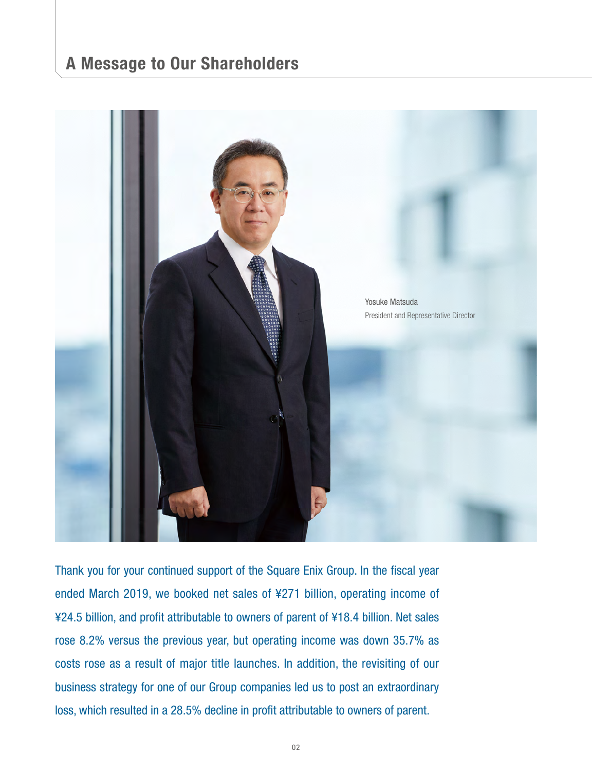# A Message to Our Shareholders

Yosuke Matsuda
President and Representative Director

Thank you for your continued support of the Square Enix Group. In the fiscal year ended March 2019, we booked net sales of ¥271 billion, operating income of ¥24.5 billion, and profit attributable to owners of parent of ¥18.4 billion. Net sales rose 8.2% versus the previous year, but operating income was down 35.7% as costs rose as a result of major title launches. In addition, the revisiting of our business strategy for one of our Group companies led us to post an extraordinary loss, which resulted in a 28.5% decline in profit attributable to owners of parent.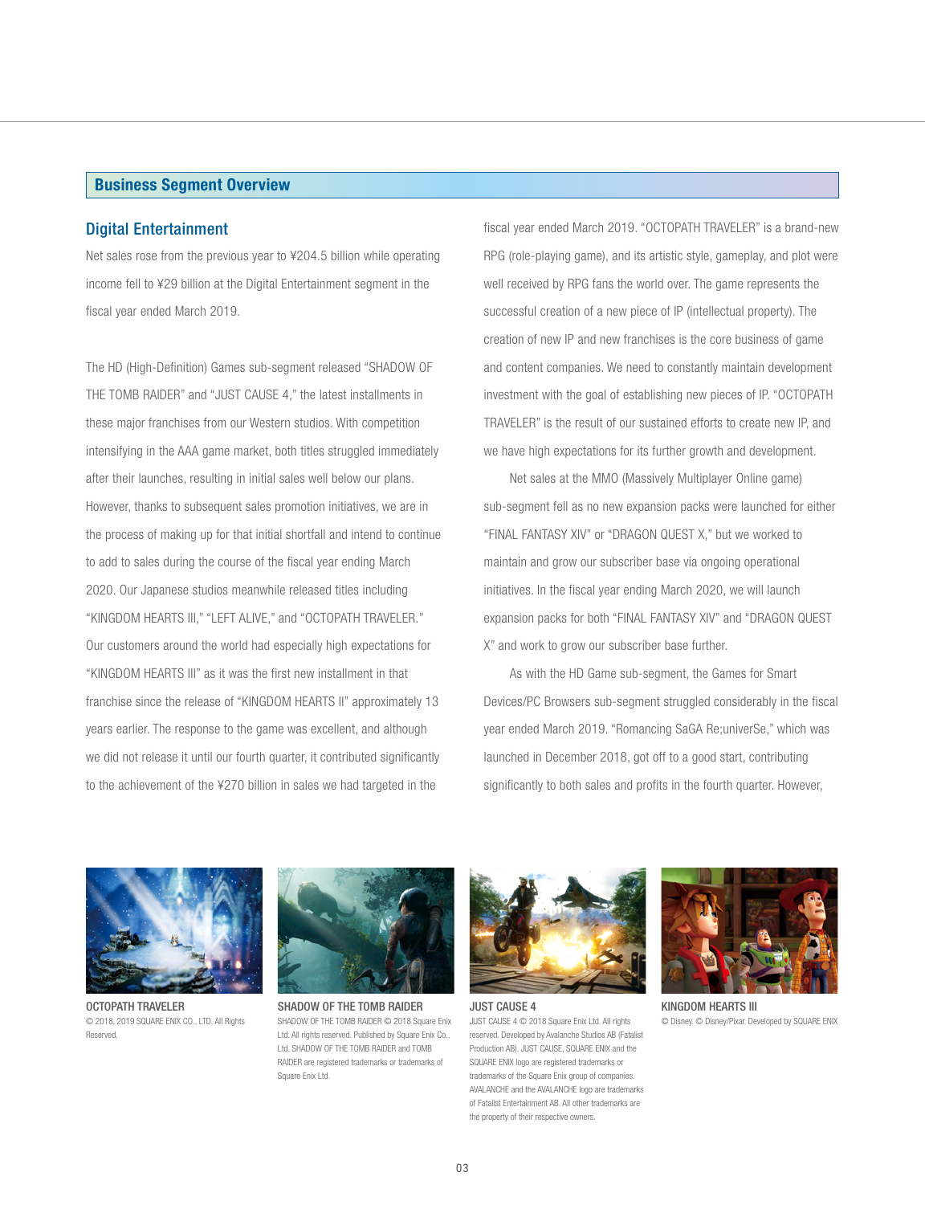## Business Segment Overview

### Digital Entertainment

Net sales rose from the previous year to ¥204.5 billion while operating income fell to ¥29 billion at the Digital Entertainment segment in the fiscal year ended March 2019.

The HD (High-Definition) Games sub-segment released "SHADOW OF THE TOMB RAIDER" and "JUST CAUSE 4," the latest installments in these major franchises from our Western studios. With competition intensifying in the AAA game market, both titles struggled immediately after their launches, resulting in initial sales well below our plans. However, thanks to subsequent sales promotion initiatives, we are in the process of making up for that initial shortfall and intend to continue to add to sales during the course of the fiscal year ending March 2020. Our Japanese studios meanwhile released titles including "KINGDOM HEARTS III," "LEFT ALIVE," and "OCTOPATH TRAVELER." Our customers around the world had especially high expectations for "KINGDOM HEARTS III" as it was the first new installment in that franchise since the release of "KINGDOM HEARTS II" approximately 13 years earlier. The response to the game was excellent, and although we did not release it until our fourth quarter, it contributed significantly to the achievement of the ¥270 billion in sales we had targeted in the fiscal year ended March 2019. "OCTOPATH TRAVELER" is a brand-new RPG (role-playing game), and its artistic style, gameplay, and plot were well received by RPG fans the world over. The game represents the successful creation of a new piece of IP (intellectual property). The creation of new IP and new franchises is the core business of game and content companies. We need to constantly maintain development investment with the goal of establishing new pieces of IP. "OCTOPATH TRAVELER" is the result of our sustained efforts to create new IP, and we have high expectations for its further growth and development.

Net sales at the MMO (Massively Multiplayer Online game) sub-segment fell as no new expansion packs were launched for either "FINAL FANTASY XIV" or "DRAGON QUEST X," but we worked to maintain and grow our subscriber base via ongoing operational initiatives. In the fiscal year ending March 2020, we will launch expansion packs for both "FINAL FANTASY XIV" and "DRAGON QUEST X" and work to grow our subscriber base further.

As with the HD Game sub-segment, the Games for Smart Devices/PC Browsers sub-segment struggled considerably in the fiscal year ended March 2019. "Romancing SaGA Re;univerSe," which was launched in December 2018, got off to a good start, contributing significantly to both sales and profits in the fourth quarter. However,

**OCTOPATH TRAVELER**
© 2018, 2019 SQUARE ENIX CO., LTD. All Rights Reserved.

**SHADOW OF THE TOMB RAIDER**
SHADOW OF THE TOMB RAIDER © 2018 Square Enix Ltd. All rights reserved. Published by Square Enix Co., Ltd. SHADOW OF THE TOMB RAIDER and TOMB RAIDER are registered trademarks or trademarks of Square Enix Ltd.

**JUST CAUSE 4**
JUST CAUSE 4 © 2018 Square Enix Ltd. All rights reserved. Developed by Avalanche Studios AB (Fatalist Production AB). JUST CAUSE, SQUARE ENIX and the SQUARE ENIX logo are registered trademarks or trademarks of the Square Enix group of companies. AVALANCHE and the AVALANCHE logo are trademarks of Fatalist Entertainment AB. All other trademarks are the property of their respective owners.

**KINGDOM HEARTS III**
© Disney. © Disney/Pixar. Developed by SQUARE ENIX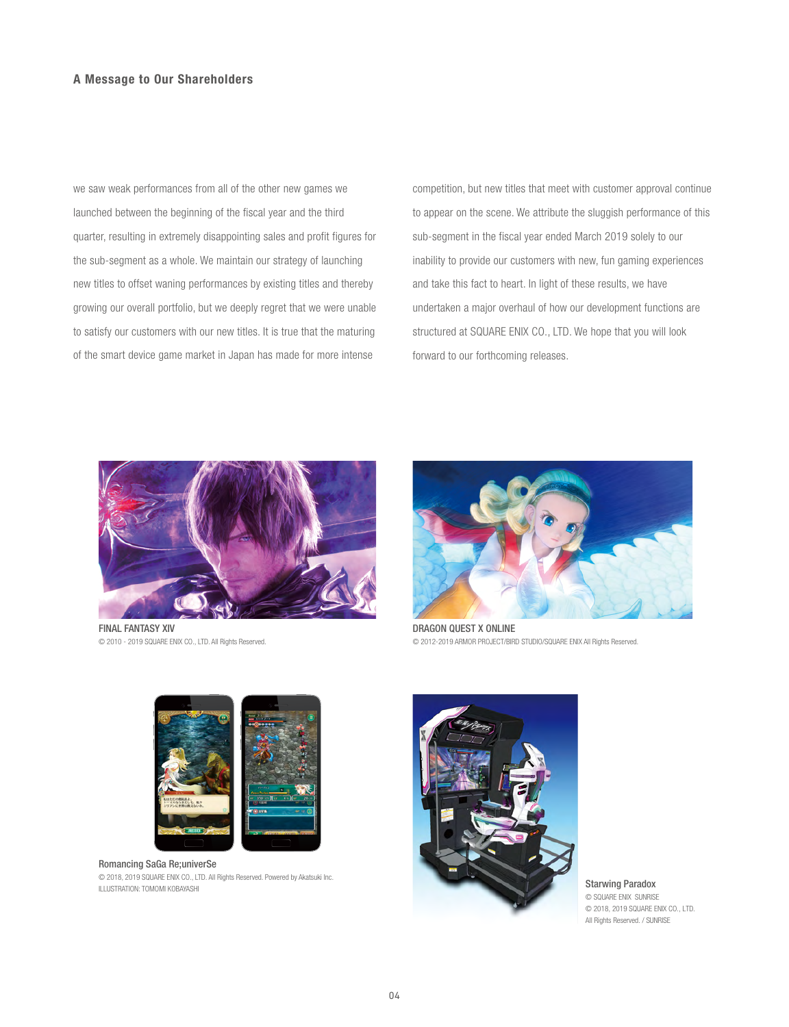## A Message to Our Shareholders

we saw weak performances from all of the other new games we launched between the beginning of the fiscal year and the third quarter, resulting in extremely disappointing sales and profit figures for the sub-segment as a whole. We maintain our strategy of launching new titles to offset waning performances by existing titles and thereby growing our overall portfolio, but we deeply regret that we were unable to satisfy our customers with our new titles. It is true that the maturing of the smart device game market in Japan has made for more intense competition, but new titles that meet with customer approval continue to appear on the scene. We attribute the sluggish performance of this sub-segment in the fiscal year ended March 2019 solely to our inability to provide our customers with new, fun gaming experiences and take this fact to heart. In light of these results, we have undertaken a major overhaul of how our development functions are structured at SQUARE ENIX CO., LTD. We hope that you will look forward to our forthcoming releases.

FINAL FANTASY XIV
© 2010 - 2019 SQUARE ENIX CO., LTD. All Rights Reserved.

DRAGON QUEST X ONLINE
© 2012-2019 ARMOR PROJECT/BIRD STUDIO/SQUARE ENIX All Rights Reserved.

Romancing SaGa Re;univerSe
© 2018, 2019 SQUARE ENIX CO., LTD. All Rights Reserved. Powered by Akatsuki Inc.
ILLUSTRATION: TOMOMI KOBAYASHI

Starwing Paradox
© SQUARE ENIX SUNRISE
© 2018, 2019 SQUARE ENIX CO., LTD.
All Rights Reserved. / SUNRISE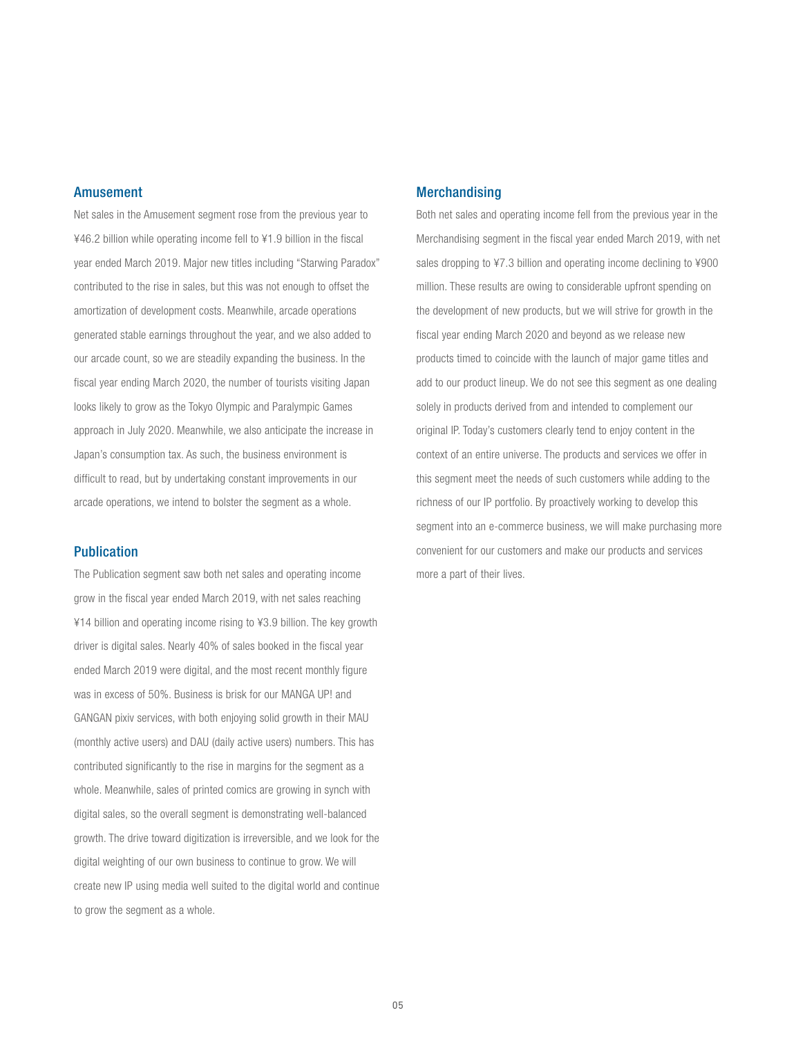## Amusement

Net sales in the Amusement segment rose from the previous year to ¥46.2 billion while operating income fell to ¥1.9 billion in the fiscal year ended March 2019. Major new titles including "Starwing Paradox" contributed to the rise in sales, but this was not enough to offset the amortization of development costs. Meanwhile, arcade operations generated stable earnings throughout the year, and we also added to our arcade count, so we are steadily expanding the business. In the fiscal year ending March 2020, the number of tourists visiting Japan looks likely to grow as the Tokyo Olympic and Paralympic Games approach in July 2020. Meanwhile, we also anticipate the increase in Japan's consumption tax. As such, the business environment is difficult to read, but by undertaking constant improvements in our arcade operations, we intend to bolster the segment as a whole.

## Publication

The Publication segment saw both net sales and operating income grow in the fiscal year ended March 2019, with net sales reaching ¥14 billion and operating income rising to ¥3.9 billion. The key growth driver is digital sales. Nearly 40% of sales booked in the fiscal year ended March 2019 were digital, and the most recent monthly figure was in excess of 50%. Business is brisk for our MANGA UP! and GANGAN pixiv services, with both enjoying solid growth in their MAU (monthly active users) and DAU (daily active users) numbers. This has contributed significantly to the rise in margins for the segment as a whole. Meanwhile, sales of printed comics are growing in synch with digital sales, so the overall segment is demonstrating well-balanced growth. The drive toward digitization is irreversible, and we look for the digital weighting of our own business to continue to grow. We will create new IP using media well suited to the digital world and continue to grow the segment as a whole.

## Merchandising

Both net sales and operating income fell from the previous year in the Merchandising segment in the fiscal year ended March 2019, with net sales dropping to ¥7.3 billion and operating income declining to ¥900 million. These results are owing to considerable upfront spending on the development of new products, but we will strive for growth in the fiscal year ending March 2020 and beyond as we release new products timed to coincide with the launch of major game titles and add to our product lineup. We do not see this segment as one dealing solely in products derived from and intended to complement our original IP. Today's customers clearly tend to enjoy content in the context of an entire universe. The products and services we offer in this segment meet the needs of such customers while adding to the richness of our IP portfolio. By proactively working to develop this segment into an e-commerce business, we will make purchasing more convenient for our customers and make our products and services more a part of their lives.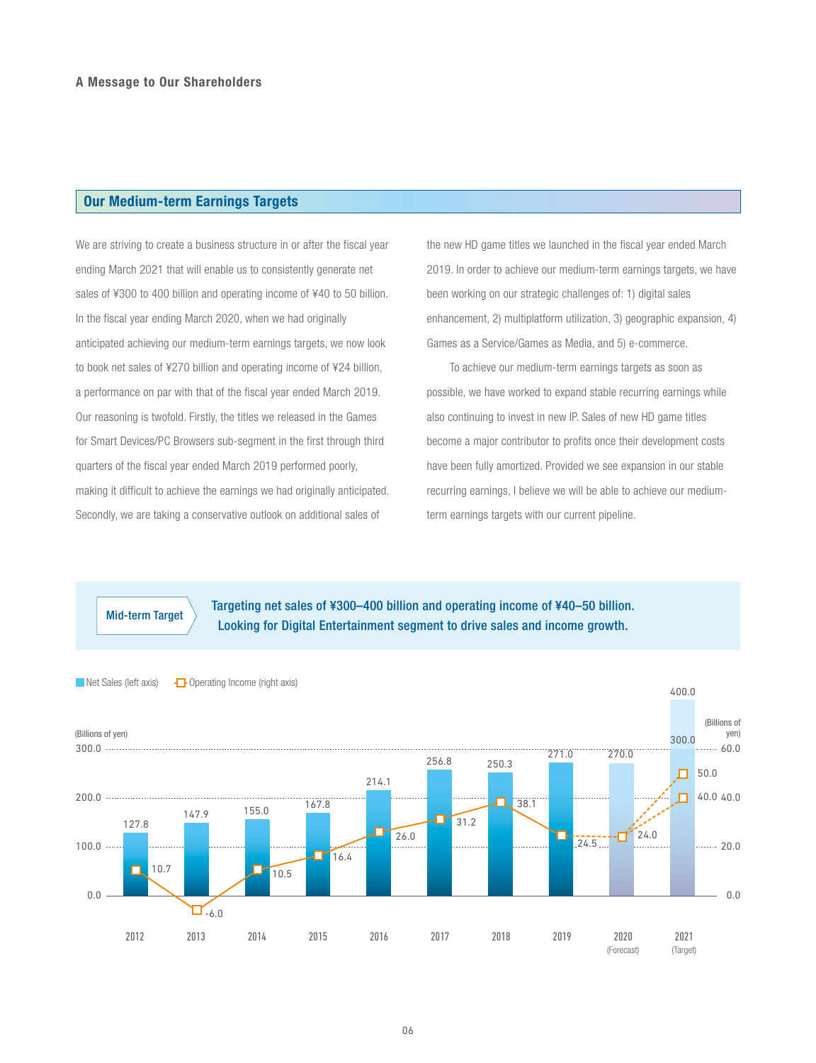## Our Medium-term Earnings Targets

We are striving to create a business structure in or after the fiscal year ending March 2021 that will enable us to consistently generate net sales of ¥300 to 400 billion and operating income of ¥40 to 50 billion. In the fiscal year ending March 2020, when we had originally anticipated achieving our medium-term earnings targets, we now look to book net sales of ¥270 billion and operating income of ¥24 billion, a performance on par with that of the fiscal year ended March 2019. Our reasoning is twofold. Firstly, the titles we released in the Games for Smart Devices/PC Browsers sub-segment in the first through third quarters of the fiscal year ended March 2019 performed poorly, making it difficult to achieve the earnings we had originally anticipated. Secondly, we are taking a conservative outlook on additional sales of the new HD game titles we launched in the fiscal year ended March 2019. In order to achieve our medium-term earnings targets, we have been working on our strategic challenges of: 1) digital sales enhancement, 2) multiplatform utilization, 3) geographic expansion, 4) Games as a Service/Games as Media, and 5) e-commerce.

To achieve our medium-term earnings targets as soon as possible, we have worked to expand stable recurring earnings while also continuing to invest in new IP. Sales of new HD game titles become a major contributor to profits once their development costs have been fully amortized. Provided we see expansion in our stable recurring earnings, I believe we will be able to achieve our medium-term earnings targets with our current pipeline.

**Mid-term Target**

**Targeting net sales of ¥300–400 billion and operating income of ¥40–50 billion. Looking for Digital Entertainment segment to drive sales and income growth.**

Net Sales (left axis) / Operating Income (right axis)

(Billions of yen)

| Fiscal year | Net Sales | Operating Income |
|---|---|---|
| 2012 | 127.8 | 10.7 |
| 2013 | 147.9 | -6.0 |
| 2014 | 155.0 | 10.5 |
| 2015 | 167.8 | 16.4 |
| 2016 | 214.1 | 26.0 |
| 2017 | 256.8 | 31.2 |
| 2018 | 250.3 | 38.1 |
| 2019 | 271.0 | 24.5 |
| 2020 (Forecast) | 270.0 | 24.0 |
| 2021 (Target) | 300.0–400.0 | 40.0–50.0 |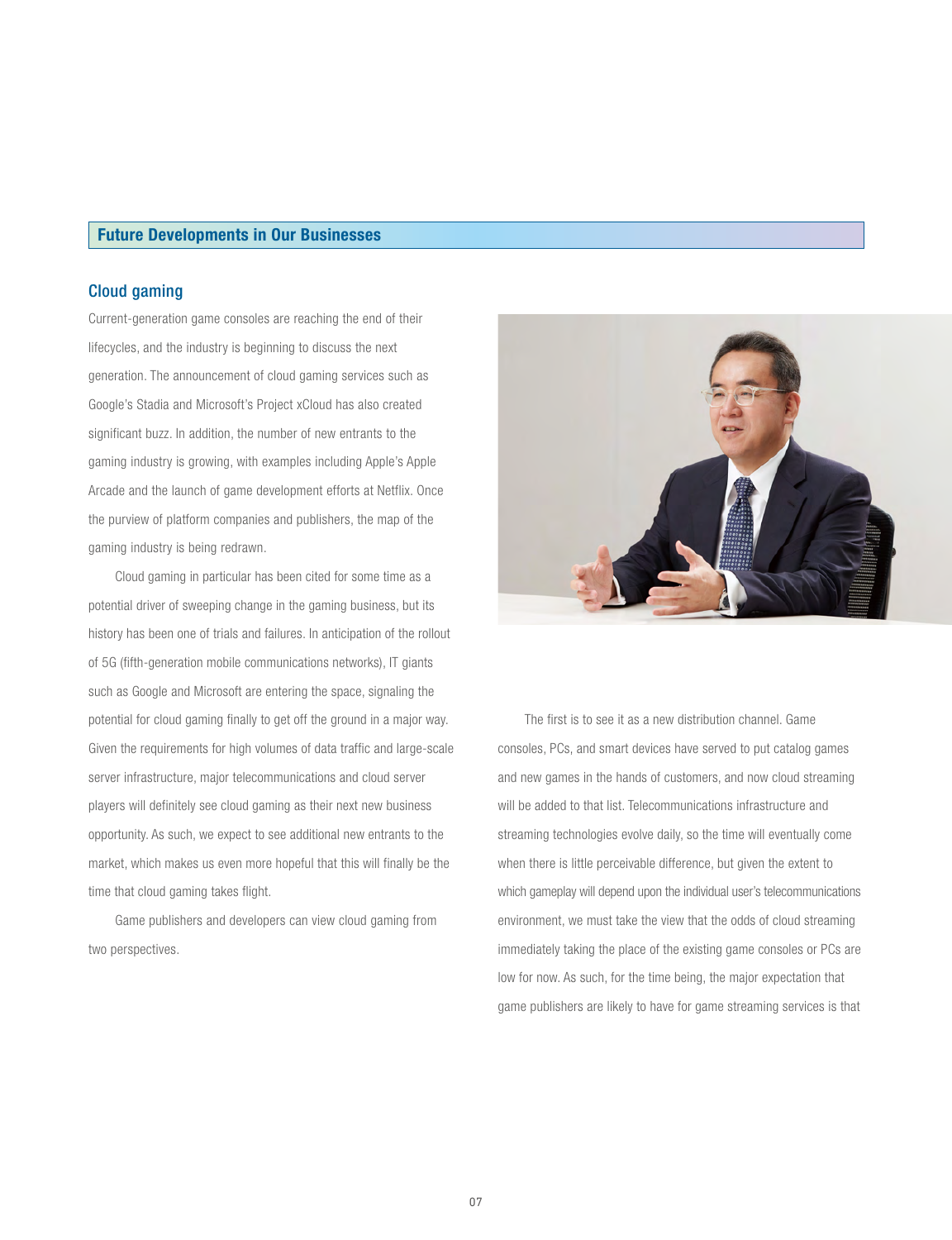## Future Developments in Our Businesses

### Cloud gaming

Current-generation game consoles are reaching the end of their lifecycles, and the industry is beginning to discuss the next generation. The announcement of cloud gaming services such as Google's Stadia and Microsoft's Project xCloud has also created significant buzz. In addition, the number of new entrants to the gaming industry is growing, with examples including Apple's Apple Arcade and the launch of game development efforts at Netflix. Once the purview of platform companies and publishers, the map of the gaming industry is being redrawn.

Cloud gaming in particular has been cited for some time as a potential driver of sweeping change in the gaming business, but its history has been one of trials and failures. In anticipation of the rollout of 5G (fifth-generation mobile communications networks), IT giants such as Google and Microsoft are entering the space, signaling the potential for cloud gaming finally to get off the ground in a major way. Given the requirements for high volumes of data traffic and large-scale server infrastructure, major telecommunications and cloud server players will definitely see cloud gaming as their next new business opportunity. As such, we expect to see additional new entrants to the market, which makes us even more hopeful that this will finally be the time that cloud gaming takes flight.

Game publishers and developers can view cloud gaming from two perspectives.

The first is to see it as a new distribution channel. Game consoles, PCs, and smart devices have served to put catalog games and new games in the hands of customers, and now cloud streaming will be added to that list. Telecommunications infrastructure and streaming technologies evolve daily, so the time will eventually come when there is little perceivable difference, but given the extent to which gameplay will depend upon the individual user's telecommunications environment, we must take the view that the odds of cloud streaming immediately taking the place of the existing game consoles or PCs are low for now. As such, for the time being, the major expectation that game publishers are likely to have for game streaming services is that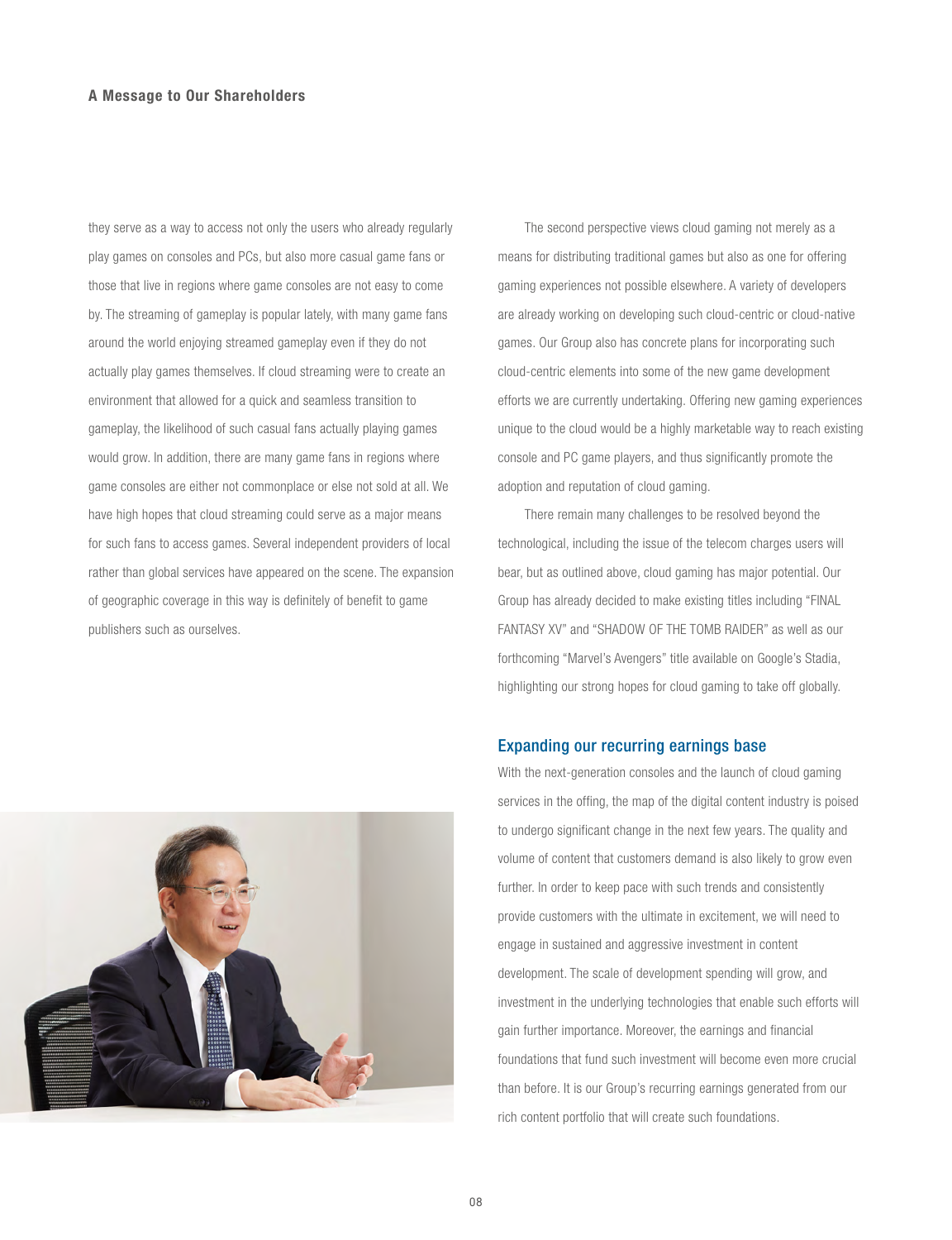they serve as a way to access not only the users who already regularly play games on consoles and PCs, but also more casual game fans or those that live in regions where game consoles are not easy to come by. The streaming of gameplay is popular lately, with many game fans around the world enjoying streamed gameplay even if they do not actually play games themselves. If cloud streaming were to create an environment that allowed for a quick and seamless transition to gameplay, the likelihood of such casual fans actually playing games would grow. In addition, there are many game fans in regions where game consoles are either not commonplace or else not sold at all. We have high hopes that cloud streaming could serve as a major means for such fans to access games. Several independent providers of local rather than global services have appeared on the scene. The expansion of geographic coverage in this way is definitely of benefit to game publishers such as ourselves.

The second perspective views cloud gaming not merely as a means for distributing traditional games but also as one for offering gaming experiences not possible elsewhere. A variety of developers are already working on developing such cloud-centric or cloud-native games. Our Group also has concrete plans for incorporating such cloud-centric elements into some of the new game development efforts we are currently undertaking. Offering new gaming experiences unique to the cloud would be a highly marketable way to reach existing console and PC game players, and thus significantly promote the adoption and reputation of cloud gaming.

There remain many challenges to be resolved beyond the technological, including the issue of the telecom charges users will bear, but as outlined above, cloud gaming has major potential. Our Group has already decided to make existing titles including "FINAL FANTASY XV" and "SHADOW OF THE TOMB RAIDER" as well as our forthcoming "Marvel's Avengers" title available on Google's Stadia, highlighting our strong hopes for cloud gaming to take off globally.

## Expanding our recurring earnings base

With the next-generation consoles and the launch of cloud gaming services in the offing, the map of the digital content industry is poised to undergo significant change in the next few years. The quality and volume of content that customers demand is also likely to grow even further. In order to keep pace with such trends and consistently provide customers with the ultimate in excitement, we will need to engage in sustained and aggressive investment in content development. The scale of development spending will grow, and investment in the underlying technologies that enable such efforts will gain further importance. Moreover, the earnings and financial foundations that fund such investment will become even more crucial than before. It is our Group's recurring earnings generated from our rich content portfolio that will create such foundations.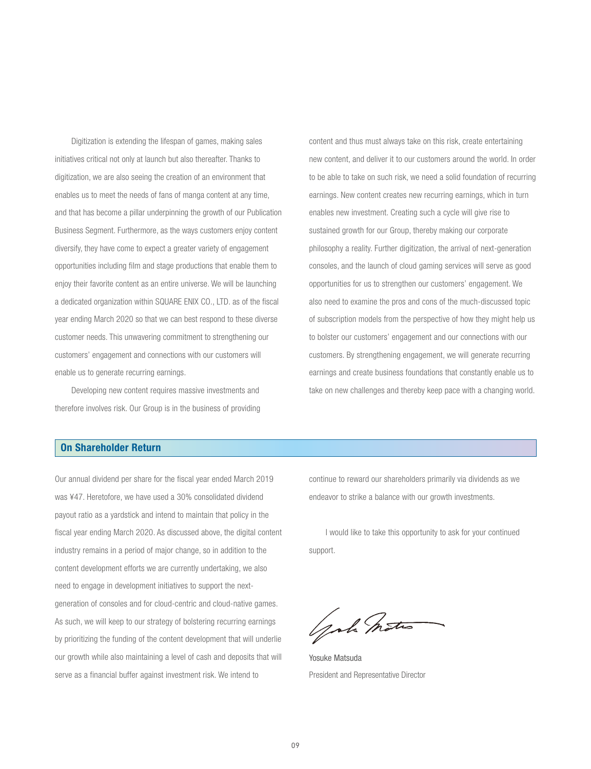Digitization is extending the lifespan of games, making sales initiatives critical not only at launch but also thereafter. Thanks to digitization, we are also seeing the creation of an environment that enables us to meet the needs of fans of manga content at any time, and that has become a pillar underpinning the growth of our Publication Business Segment. Furthermore, as the ways customers enjoy content diversify, they have come to expect a greater variety of engagement opportunities including film and stage productions that enable them to enjoy their favorite content as an entire universe. We will be launching a dedicated organization within SQUARE ENIX CO., LTD. as of the fiscal year ending March 2020 so that we can best respond to these diverse customer needs. This unwavering commitment to strengthening our customers' engagement and connections with our customers will enable us to generate recurring earnings.

Developing new content requires massive investments and therefore involves risk. Our Group is in the business of providing content and thus must always take on this risk, create entertaining new content, and deliver it to our customers around the world. In order to be able to take on such risk, we need a solid foundation of recurring earnings. New content creates new recurring earnings, which in turn enables new investment. Creating such a cycle will give rise to sustained growth for our Group, thereby making our corporate philosophy a reality. Further digitization, the arrival of next-generation consoles, and the launch of cloud gaming services will serve as good opportunities for us to strengthen our customers' engagement. We also need to examine the pros and cons of the much-discussed topic of subscription models from the perspective of how they might help us to bolster our customers' engagement and our connections with our customers. By strengthening engagement, we will generate recurring earnings and create business foundations that constantly enable us to take on new challenges and thereby keep pace with a changing world.

## On Shareholder Return

Our annual dividend per share for the fiscal year ended March 2019 was ¥47. Heretofore, we have used a 30% consolidated dividend payout ratio as a yardstick and intend to maintain that policy in the fiscal year ending March 2020. As discussed above, the digital content industry remains in a period of major change, so in addition to the content development efforts we are currently undertaking, we also need to engage in development initiatives to support the next-generation of consoles and for cloud-centric and cloud-native games. As such, we will keep to our strategy of bolstering recurring earnings by prioritizing the funding of the content development that will underlie our growth while also maintaining a level of cash and deposits that will serve as a financial buffer against investment risk. We intend to continue to reward our shareholders primarily via dividends as we endeavor to strike a balance with our growth investments.

I would like to take this opportunity to ask for your continued support.

Yosuke Matsuda
President and Representative Director